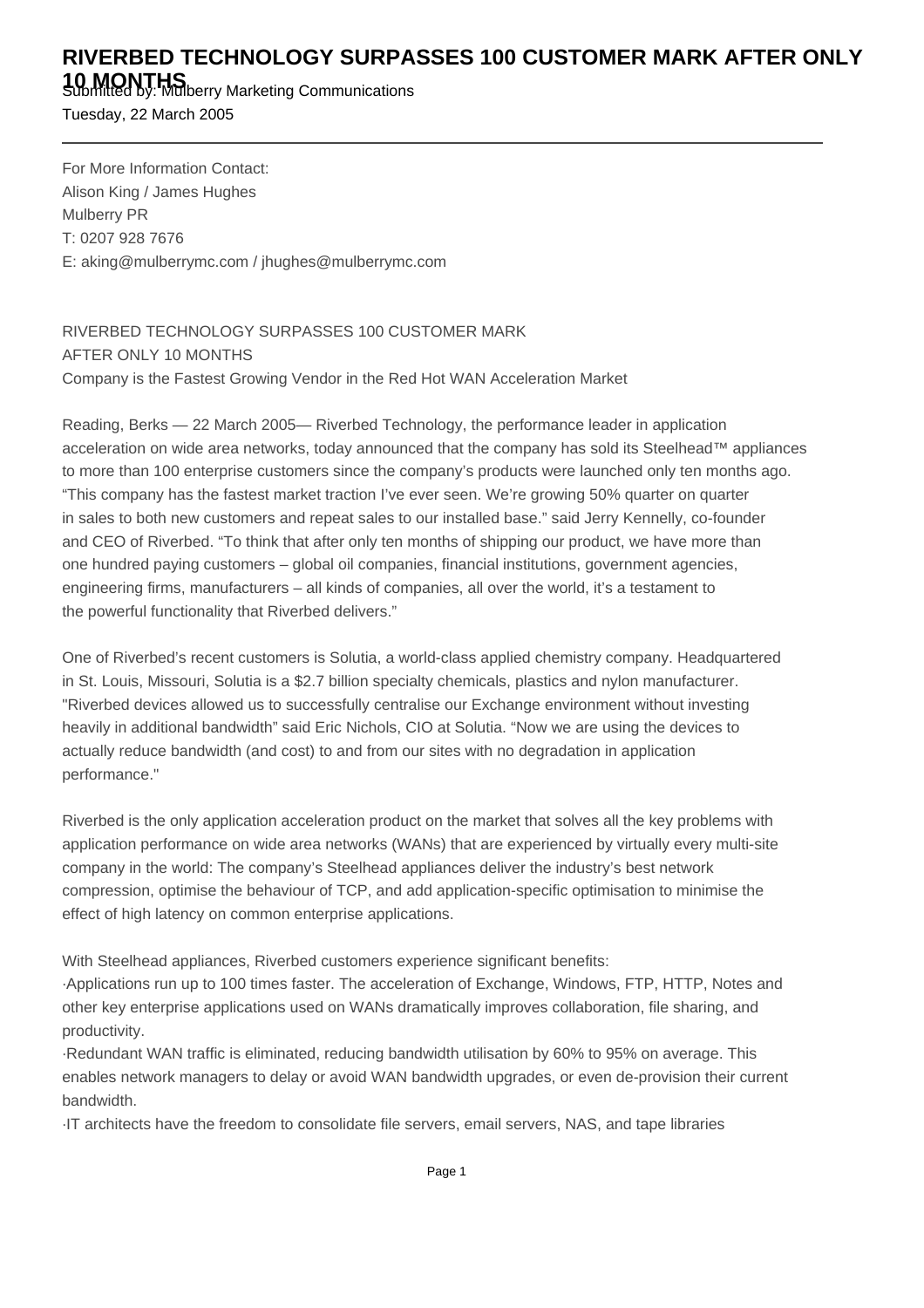# RIVERBED TECHNOLOGY SURPASSES 100 CUSTOMER MARK AFTER ONLY 10 MONTHS

Submitted by: Mulberry Marketing Communications

Tuesday, 22 March 2005

---

For More Information Contact:
Alison King / James Hughes
Mulberry PR
T: 0207 928 7676
E: aking@mulberrymc.com / jhughes@mulberrymc.com

RIVERBED TECHNOLOGY SURPASSES 100 CUSTOMER MARK
AFTER ONLY 10 MONTHS
Company is the Fastest Growing Vendor in the Red Hot WAN Acceleration Market

Reading, Berks — 22 March 2005— Riverbed Technology, the performance leader in application acceleration on wide area networks, today announced that the company has sold its Steelhead™ appliances to more than 100 enterprise customers since the company's products were launched only ten months ago. "This company has the fastest market traction I've ever seen. We're growing 50% quarter on quarter in sales to both new customers and repeat sales to our installed base." said Jerry Kennelly, co-founder and CEO of Riverbed. "To think that after only ten months of shipping our product, we have more than one hundred paying customers – global oil companies, financial institutions, government agencies, engineering firms, manufacturers – all kinds of companies, all over the world, it's a testament to the powerful functionality that Riverbed delivers."

One of Riverbed's recent customers is Solutia, a world-class applied chemistry company. Headquartered in St. Louis, Missouri, Solutia is a $2.7 billion specialty chemicals, plastics and nylon manufacturer. "Riverbed devices allowed us to successfully centralise our Exchange environment without investing heavily in additional bandwidth" said Eric Nichols, CIO at Solutia. "Now we are using the devices to actually reduce bandwidth (and cost) to and from our sites with no degradation in application performance."

Riverbed is the only application acceleration product on the market that solves all the key problems with application performance on wide area networks (WANs) that are experienced by virtually every multi-site company in the world: The company's Steelhead appliances deliver the industry's best network compression, optimise the behaviour of TCP, and add application-specific optimisation to minimise the effect of high latency on common enterprise applications.

With Steelhead appliances, Riverbed customers experience significant benefits:

·Applications run up to 100 times faster. The acceleration of Exchange, Windows, FTP, HTTP, Notes and other key enterprise applications used on WANs dramatically improves collaboration, file sharing, and productivity.

·Redundant WAN traffic is eliminated, reducing bandwidth utilisation by 60% to 95% on average. This enables network managers to delay or avoid WAN bandwidth upgrades, or even de-provision their current bandwidth.

·IT architects have the freedom to consolidate file servers, email servers, NAS, and tape libraries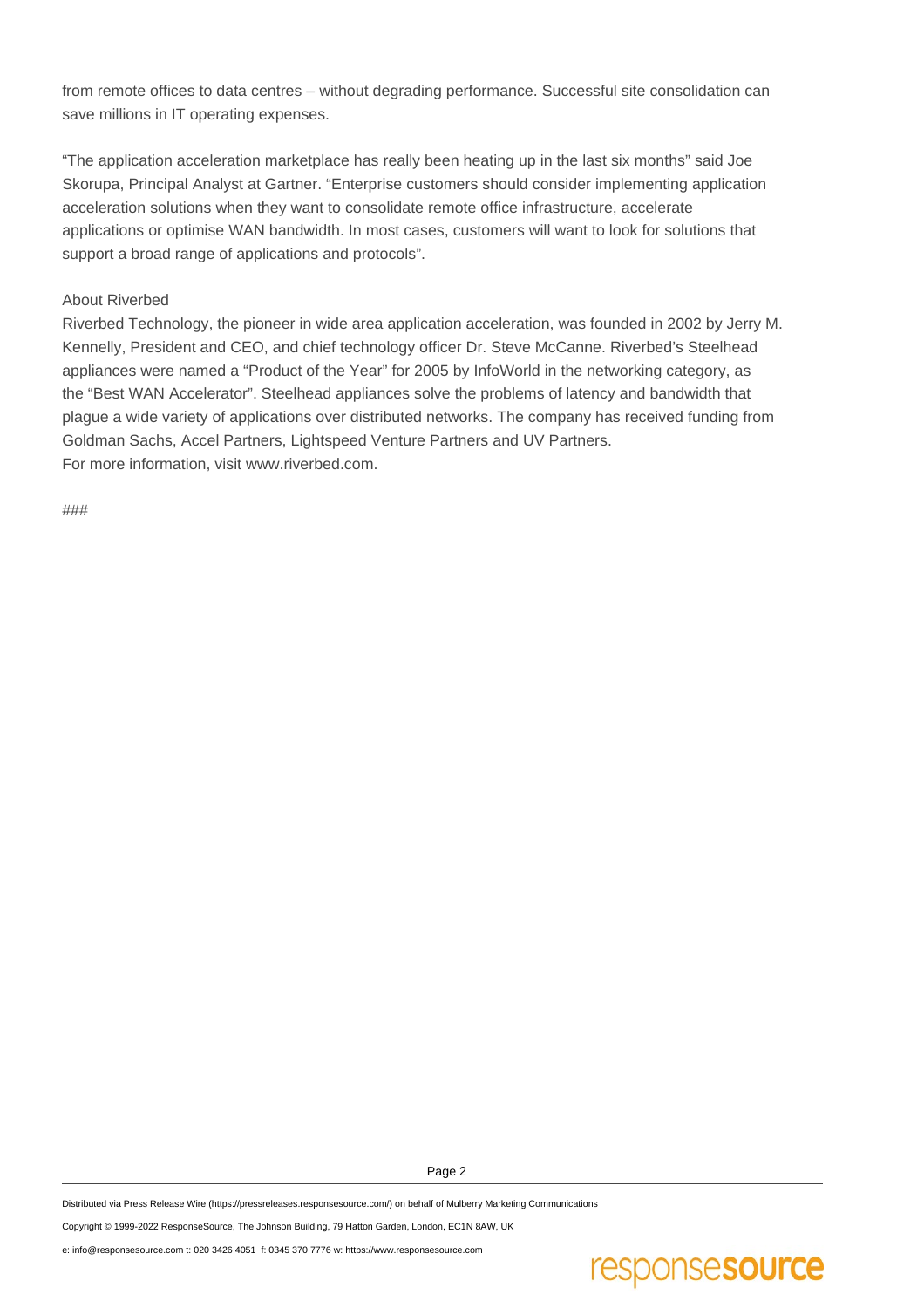from remote offices to data centres – without degrading performance. Successful site consolidation can save millions in IT operating expenses.

“The application acceleration marketplace has really been heating up in the last six months” said Joe Skorupa, Principal Analyst at Gartner. “Enterprise customers should consider implementing application acceleration solutions when they want to consolidate remote office infrastructure, accelerate applications or optimise WAN bandwidth. In most cases, customers will want to look for solutions that support a broad range of applications and protocols”.

About Riverbed

Riverbed Technology, the pioneer in wide area application acceleration, was founded in 2002 by Jerry M. Kennelly, President and CEO, and chief technology officer Dr. Steve McCanne. Riverbed’s Steelhead appliances were named a “Product of the Year” for 2005 by InfoWorld in the networking category, as the “Best WAN Accelerator”. Steelhead appliances solve the problems of latency and bandwidth that plague a wide variety of applications over distributed networks. The company has received funding from Goldman Sachs, Accel Partners, Lightspeed Venture Partners and UV Partners.
For more information, visit www.riverbed.com.

###